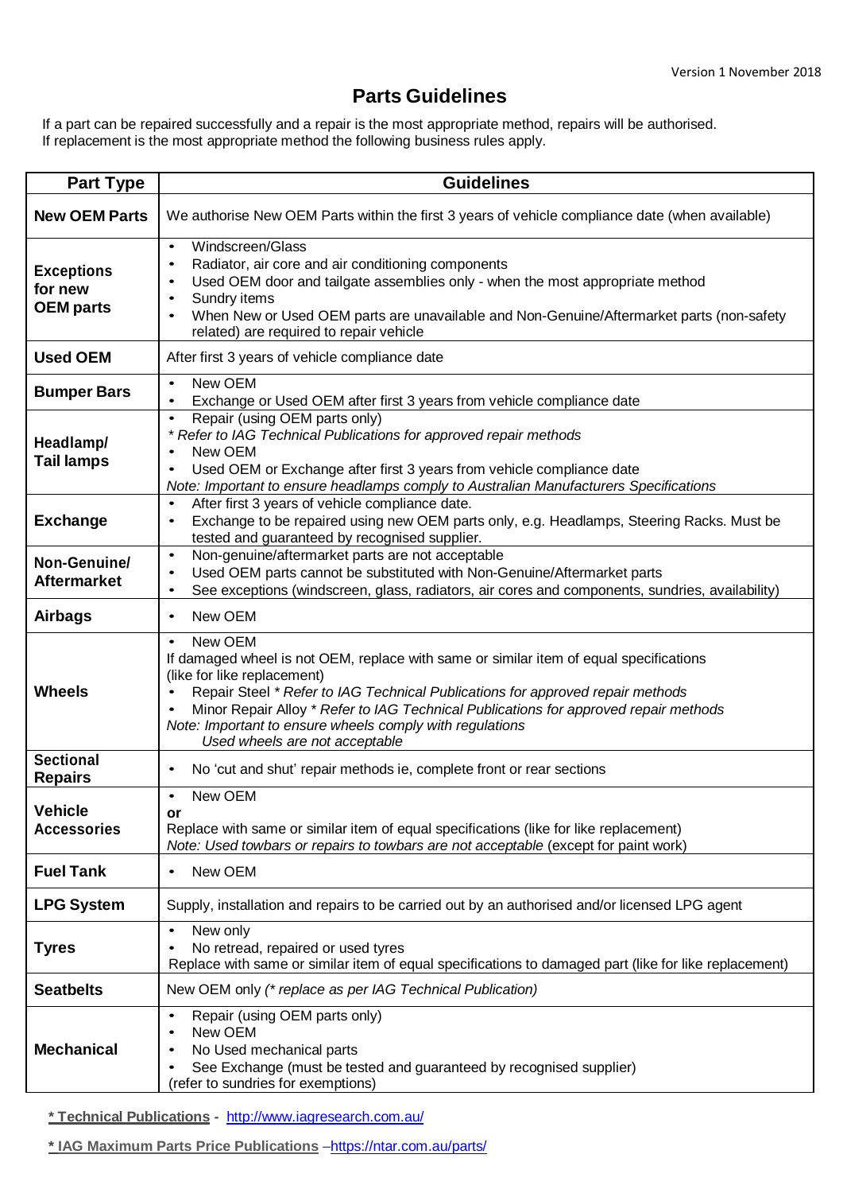Version 1 November 2018

# Parts Guidelines

If a part can be repaired successfully and a repair is the most appropriate method, repairs will be authorised.
If replacement is the most appropriate method the following business rules apply.

| Part Type | Guidelines |
|---|---|
| **New OEM Parts** | We authorise New OEM Parts within the first 3 years of vehicle compliance date (when available) |
| **Exceptions for new OEM parts** | • Windscreen/Glass<br>• Radiator, air core and air conditioning components<br>• Used OEM door and tailgate assemblies only - when the most appropriate method<br>• Sundry items<br>• When New or Used OEM parts are unavailable and Non-Genuine/Aftermarket parts (non-safety related) are required to repair vehicle |
| **Used OEM** | After first 3 years of vehicle compliance date |
| **Bumper Bars** | • New OEM<br>• Exchange or Used OEM after first 3 years from vehicle compliance date |
| **Headlamp/ Tail lamps** | • Repair (using OEM parts only)<br>*\* Refer to IAG Technical Publications for approved repair methods*<br>• New OEM<br>• Used OEM or Exchange after first 3 years from vehicle compliance date<br>*Note: Important to ensure headlamps comply to Australian Manufacturers Specifications* |
| **Exchange** | • After first 3 years of vehicle compliance date.<br>• Exchange to be repaired using new OEM parts only, e.g. Headlamps, Steering Racks. Must be tested and guaranteed by recognised supplier. |
| **Non-Genuine/ Aftermarket** | • Non-genuine/aftermarket parts are not acceptable<br>• Used OEM parts cannot be substituted with Non-Genuine/Aftermarket parts<br>• See exceptions (windscreen, glass, radiators, air cores and components, sundries, availability) |
| **Airbags** | • New OEM |
| **Wheels** | • New OEM<br>If damaged wheel is not OEM, replace with same or similar item of equal specifications (like for like replacement)<br>• Repair Steel *\* Refer to IAG Technical Publications for approved repair methods*<br>• Minor Repair Alloy *\* Refer to IAG Technical Publications for approved repair methods*<br>*Note: Important to ensure wheels comply with regulations*<br>*Used wheels are not acceptable* |
| **Sectional Repairs** | • No 'cut and shut' repair methods ie, complete front or rear sections |
| **Vehicle Accessories** | • New OEM<br>**or**<br>Replace with same or similar item of equal specifications (like for like replacement)<br>*Note: Used towbars or repairs to towbars are not acceptable* (except for paint work) |
| **Fuel Tank** | • New OEM |
| **LPG System** | Supply, installation and repairs to be carried out by an authorised and/or licensed LPG agent |
| **Tyres** | • New only<br>• No retread, repaired or used tyres<br>Replace with same or similar item of equal specifications to damaged part (like for like replacement) |
| **Seatbelts** | New OEM only *(\* replace as per IAG Technical Publication)* |
| **Mechanical** | • Repair (using OEM parts only)<br>• New OEM<br>• No Used mechanical parts<br>• See Exchange (must be tested and guaranteed by recognised supplier)<br>(refer to sundries for exemptions) |

**\* Technical Publications** - http://www.iagresearch.com.au/

**\* IAG Maximum Parts Price Publications** –https://ntar.com.au/parts/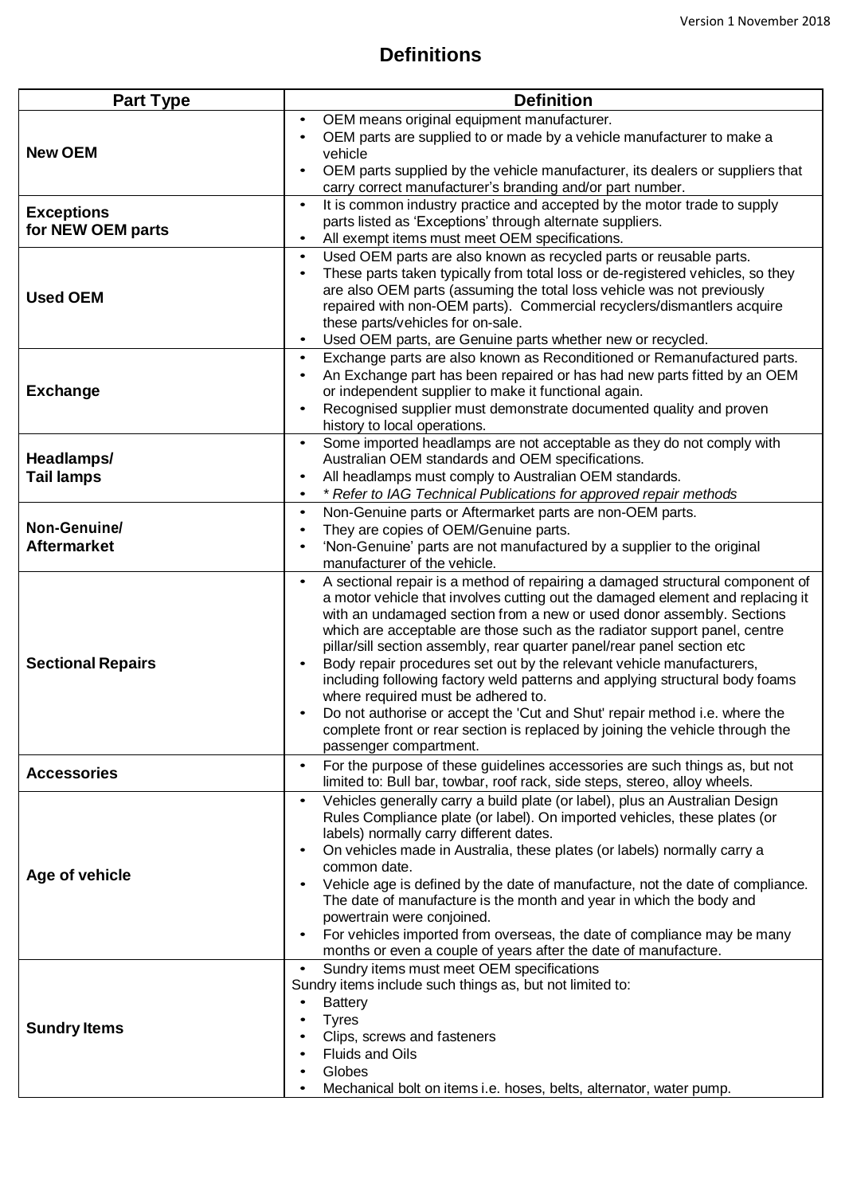# Definitions

| Part Type | Definition |
| --- | --- |
| **New OEM** | • OEM means original equipment manufacturer.<br>• OEM parts are supplied to or made by a vehicle manufacturer to make a vehicle<br>• OEM parts supplied by the vehicle manufacturer, its dealers or suppliers that carry correct manufacturer's branding and/or part number. |
| **Exceptions for NEW OEM parts** | • It is common industry practice and accepted by the motor trade to supply parts listed as 'Exceptions' through alternate suppliers.<br>• All exempt items must meet OEM specifications. |
| **Used OEM** | • Used OEM parts are also known as recycled parts or reusable parts.<br>• These parts taken typically from total loss or de-registered vehicles, so they are also OEM parts (assuming the total loss vehicle was not previously repaired with non-OEM parts). Commercial recyclers/dismantlers acquire these parts/vehicles for on-sale.<br>• Used OEM parts, are Genuine parts whether new or recycled. |
| **Exchange** | • Exchange parts are also known as Reconditioned or Remanufactured parts.<br>• An Exchange part has been repaired or has had new parts fitted by an OEM or independent supplier to make it functional again.<br>• Recognised supplier must demonstrate documented quality and proven history to local operations. |
| **Headlamps/ Tail lamps** | • Some imported headlamps are not acceptable as they do not comply with Australian OEM standards and OEM specifications.<br>• All headlamps must comply to Australian OEM standards.<br>• *\* Refer to IAG Technical Publications for approved repair methods* |
| **Non-Genuine/ Aftermarket** | • Non-Genuine parts or Aftermarket parts are non-OEM parts.<br>• They are copies of OEM/Genuine parts.<br>• 'Non-Genuine' parts are not manufactured by a supplier to the original manufacturer of the vehicle. |
| **Sectional Repairs** | • A sectional repair is a method of repairing a damaged structural component of a motor vehicle that involves cutting out the damaged element and replacing it with an undamaged section from a new or used donor assembly. Sections which are acceptable are those such as the radiator support panel, centre pillar/sill section assembly, rear quarter panel/rear panel section etc<br>• Body repair procedures set out by the relevant vehicle manufacturers, including following factory weld patterns and applying structural body foams where required must be adhered to.<br>• Do not authorise or accept the 'Cut and Shut' repair method i.e. where the complete front or rear section is replaced by joining the vehicle through the passenger compartment. |
| **Accessories** | • For the purpose of these guidelines accessories are such things as, but not limited to: Bull bar, towbar, roof rack, side steps, stereo, alloy wheels. |
| **Age of vehicle** | • Vehicles generally carry a build plate (or label), plus an Australian Design Rules Compliance plate (or label). On imported vehicles, these plates (or labels) normally carry different dates.<br>• On vehicles made in Australia, these plates (or labels) normally carry a common date.<br>• Vehicle age is defined by the date of manufacture, not the date of compliance. The date of manufacture is the month and year in which the body and powertrain were conjoined.<br>• For vehicles imported from overseas, the date of compliance may be many months or even a couple of years after the date of manufacture. |
| **Sundry Items** | • Sundry items must meet OEM specifications<br>Sundry items include such things as, but not limited to:<br>• Battery<br>• Tyres<br>• Clips, screws and fasteners<br>• Fluids and Oils<br>• Globes<br>• Mechanical bolt on items i.e. hoses, belts, alternator, water pump. |